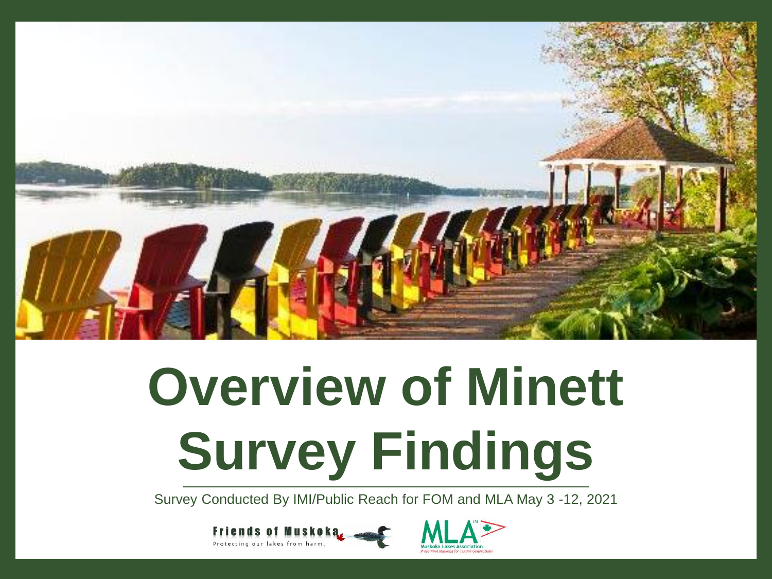# Overview of Minett Survey Findings

Survey Conducted By IMI/Public Reach for FOM and MLA May 3 -12, 2021

Friends of Muskoka
Protecting our lakes from harm.

MLA
Muskoka Lakes Association
Preserving Muskoka for Future Generations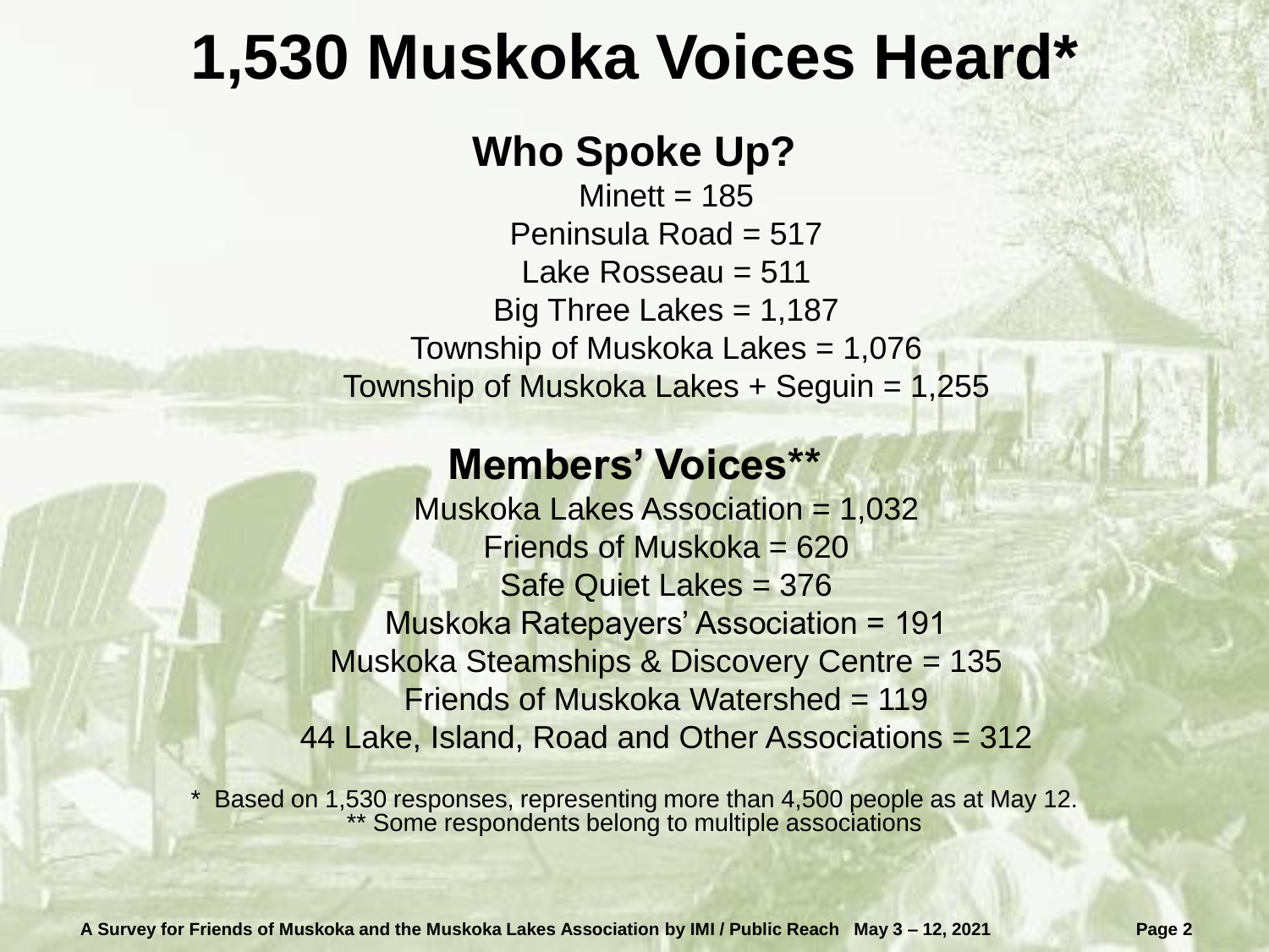# 1,530 Muskoka Voices Heard*

## Who Spoke Up?

Minett = 185

Peninsula Road = 517

Lake Rosseau = 511

Big Three Lakes = 1,187

Township of Muskoka Lakes = 1,076

Township of Muskoka Lakes + Seguin = 1,255

## Members' Voices**

Muskoka Lakes Association = 1,032

Friends of Muskoka = 620

Safe Quiet Lakes = 376

Muskoka Ratepayers' Association = 191

Muskoka Steamships & Discovery Centre = 135

Friends of Muskoka Watershed = 119

44 Lake, Island, Road and Other Associations = 312

\* Based on 1,530 responses, representing more than 4,500 people as at May 12.
** Some respondents belong to multiple associations

A Survey for Friends of Muskoka and the Muskoka Lakes Association by IMI / Public Reach May 3 – 12, 2021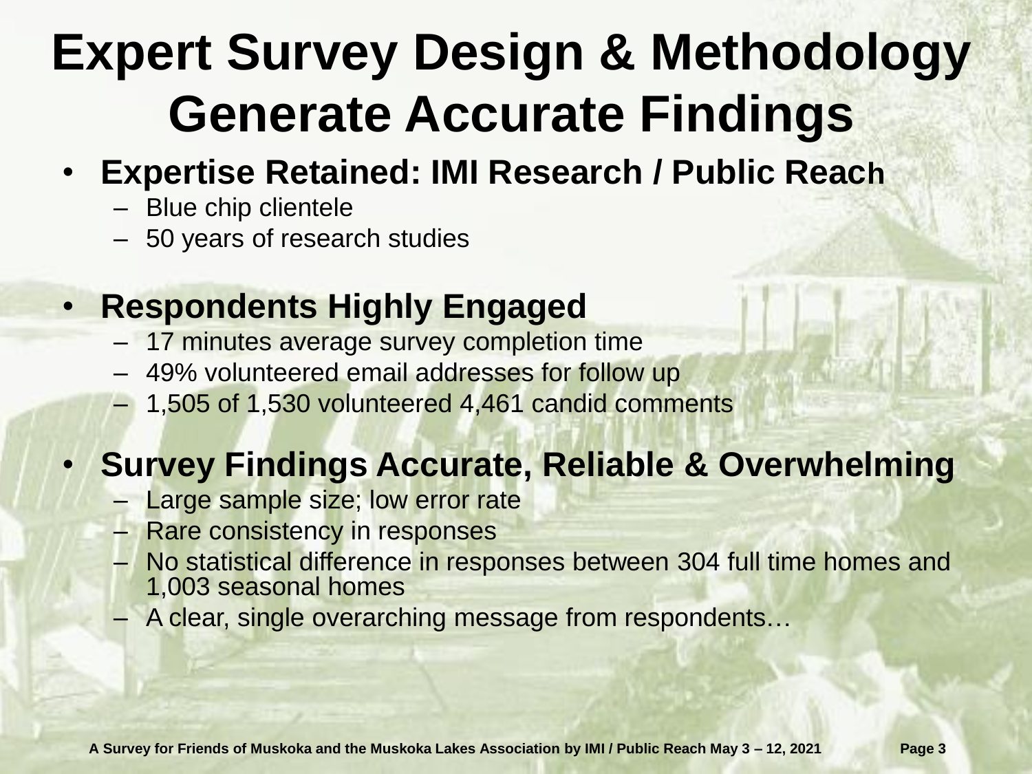# Expert Survey Design & Methodology Generate Accurate Findings

- **Expertise Retained: IMI Research / Public Reach**
  - Blue chip clientele
  - 50 years of research studies
- **Respondents Highly Engaged**
  - 17 minutes average survey completion time
  - 49% volunteered email addresses for follow up
  - 1,505 of 1,530 volunteered 4,461 candid comments
- **Survey Findings Accurate, Reliable & Overwhelming**
  - Large sample size; low error rate
  - Rare consistency in responses
  - No statistical difference in responses between 304 full time homes and 1,003 seasonal homes
  - A clear, single overarching message from respondents…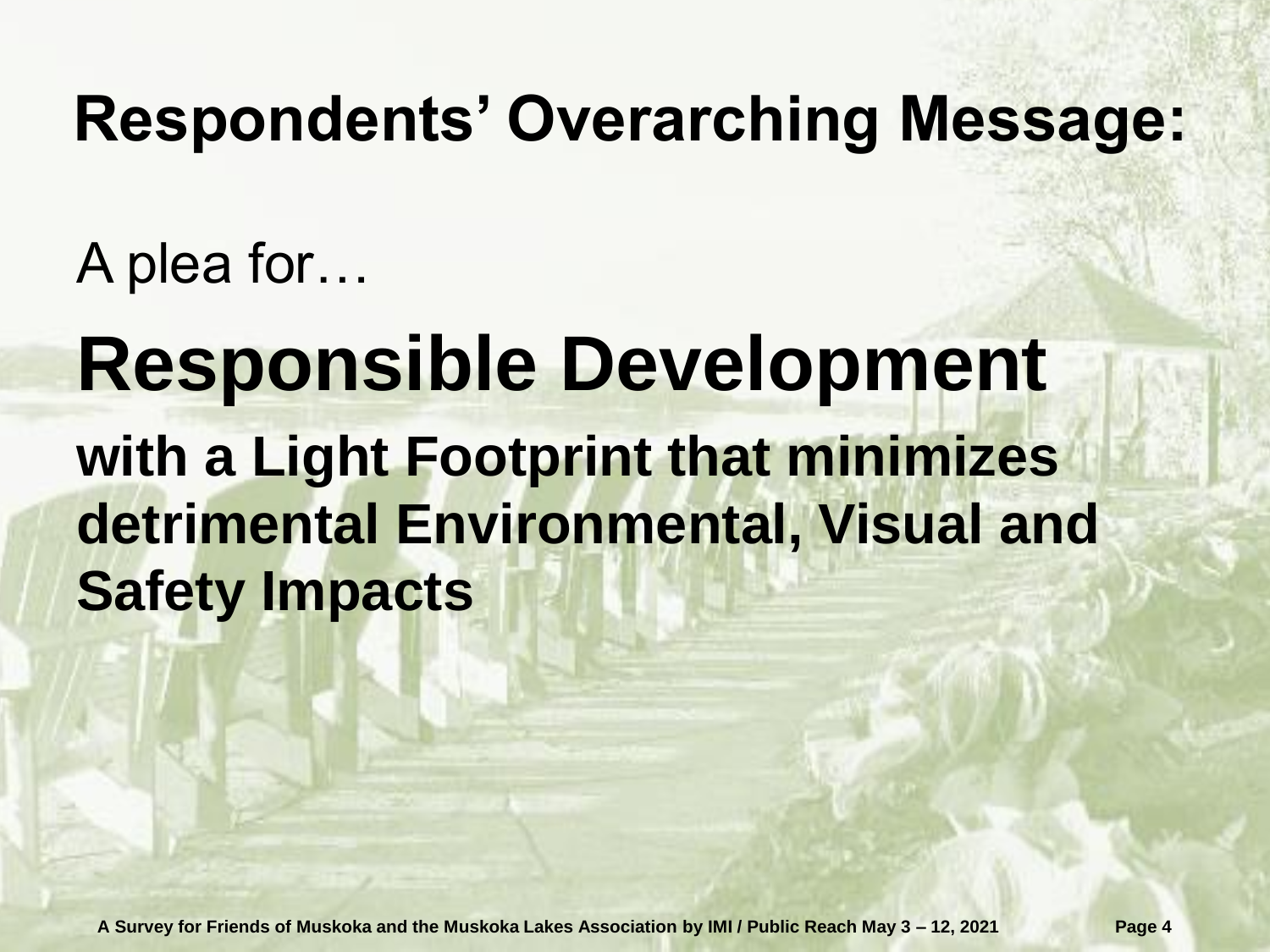# Respondents' Overarching Message:

A plea for…

# Responsible Development

**with a Light Footprint that minimizes detrimental Environmental, Visual and Safety Impacts**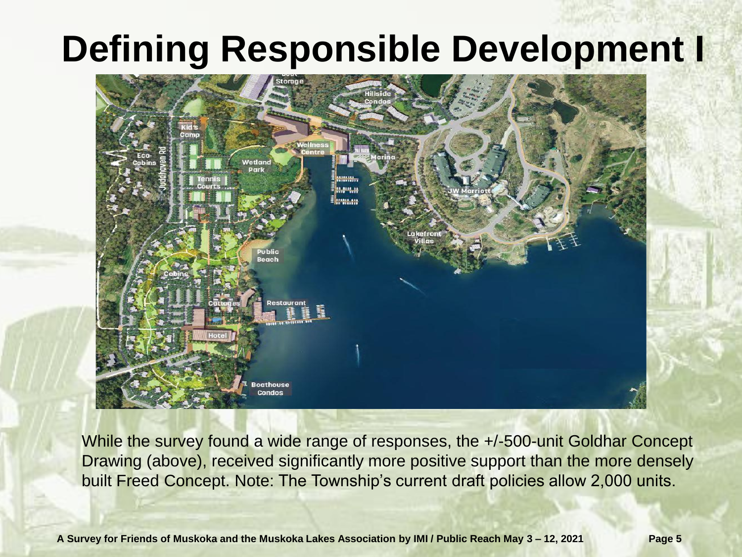# Defining Responsible Development I

While the survey found a wide range of responses, the +/-500-unit Goldhar Concept Drawing (above), received significantly more positive support than the more densely built Freed Concept. Note: The Township's current draft policies allow 2,000 units.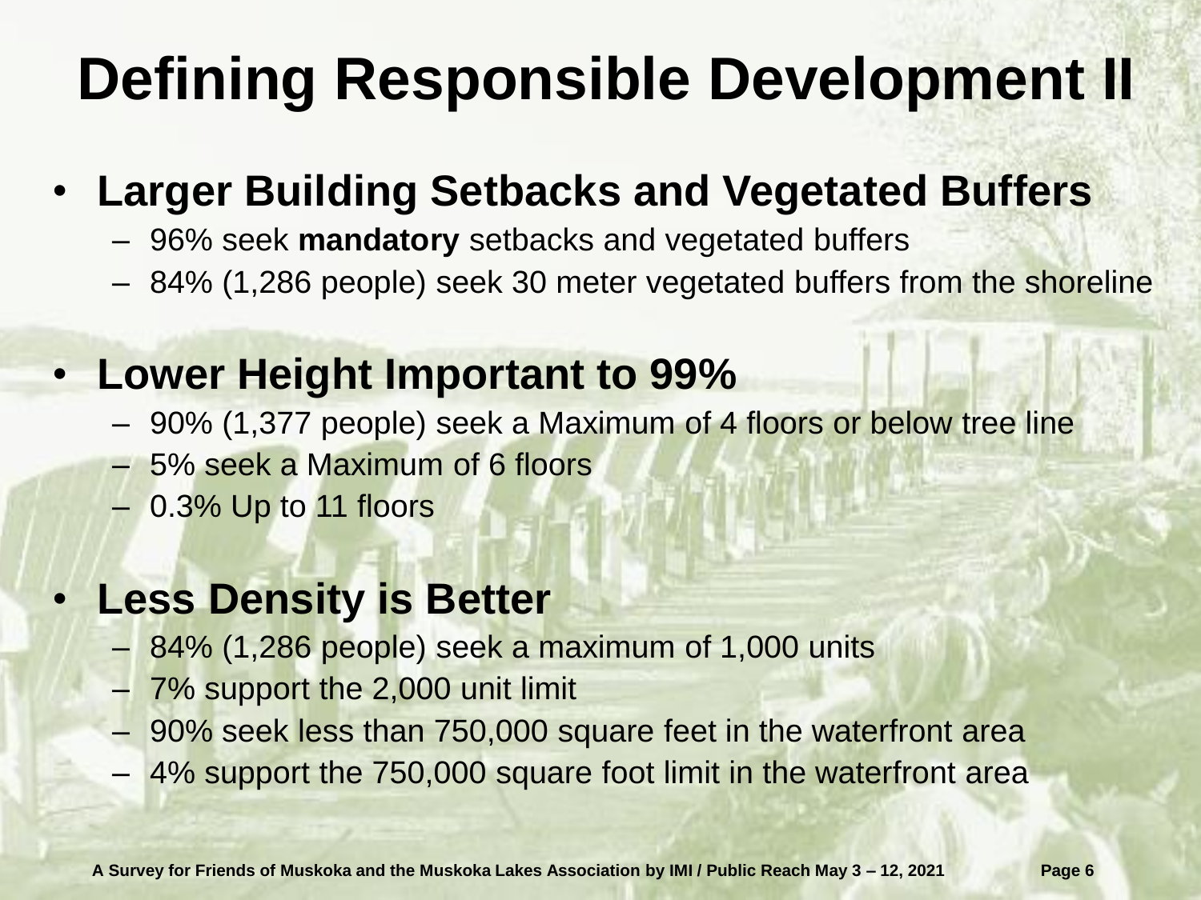# Defining Responsible Development II

- **Larger Building Setbacks and Vegetated Buffers**
  - 96% seek **mandatory** setbacks and vegetated buffers
  - 84% (1,286 people) seek 30 meter vegetated buffers from the shoreline

- **Lower Height Important to 99%**
  - 90% (1,377 people) seek a Maximum of 4 floors or below tree line
  - 5% seek a Maximum of 6 floors
  - 0.3% Up to 11 floors

- **Less Density is Better**
  - 84% (1,286 people) seek a maximum of 1,000 units
  - 7% support the 2,000 unit limit
  - 90% seek less than 750,000 square feet in the waterfront area
  - 4% support the 750,000 square foot limit in the waterfront area

**A Survey for Friends of Muskoka and the Muskoka Lakes Association by IMI / Public Reach May 3 – 12, 2021**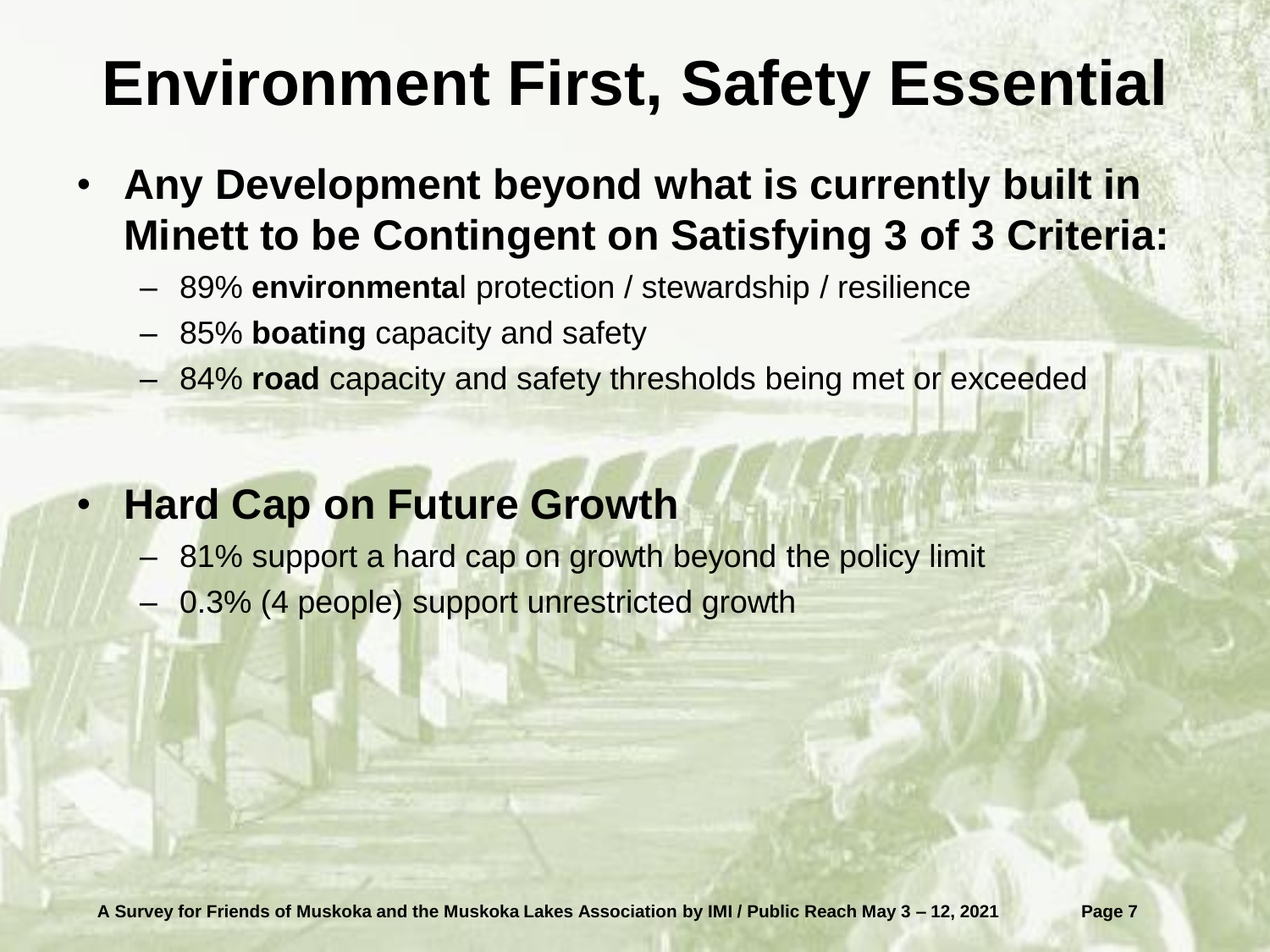# Environment First, Safety Essential

- **Any Development beyond what is currently built in Minett to be Contingent on Satisfying 3 of 3 Criteria:**
  - 89% **environmenta**l protection / stewardship / resilience
  - 85% **boating** capacity and safety
  - 84% **road** capacity and safety thresholds being met or exceeded

- **Hard Cap on Future Growth**
  - 81% support a hard cap on growth beyond the policy limit
  - 0.3% (4 people) support unrestricted growth

A Survey for Friends of Muskoka and the Muskoka Lakes Association by IMI / Public Reach May 3 – 12, 2021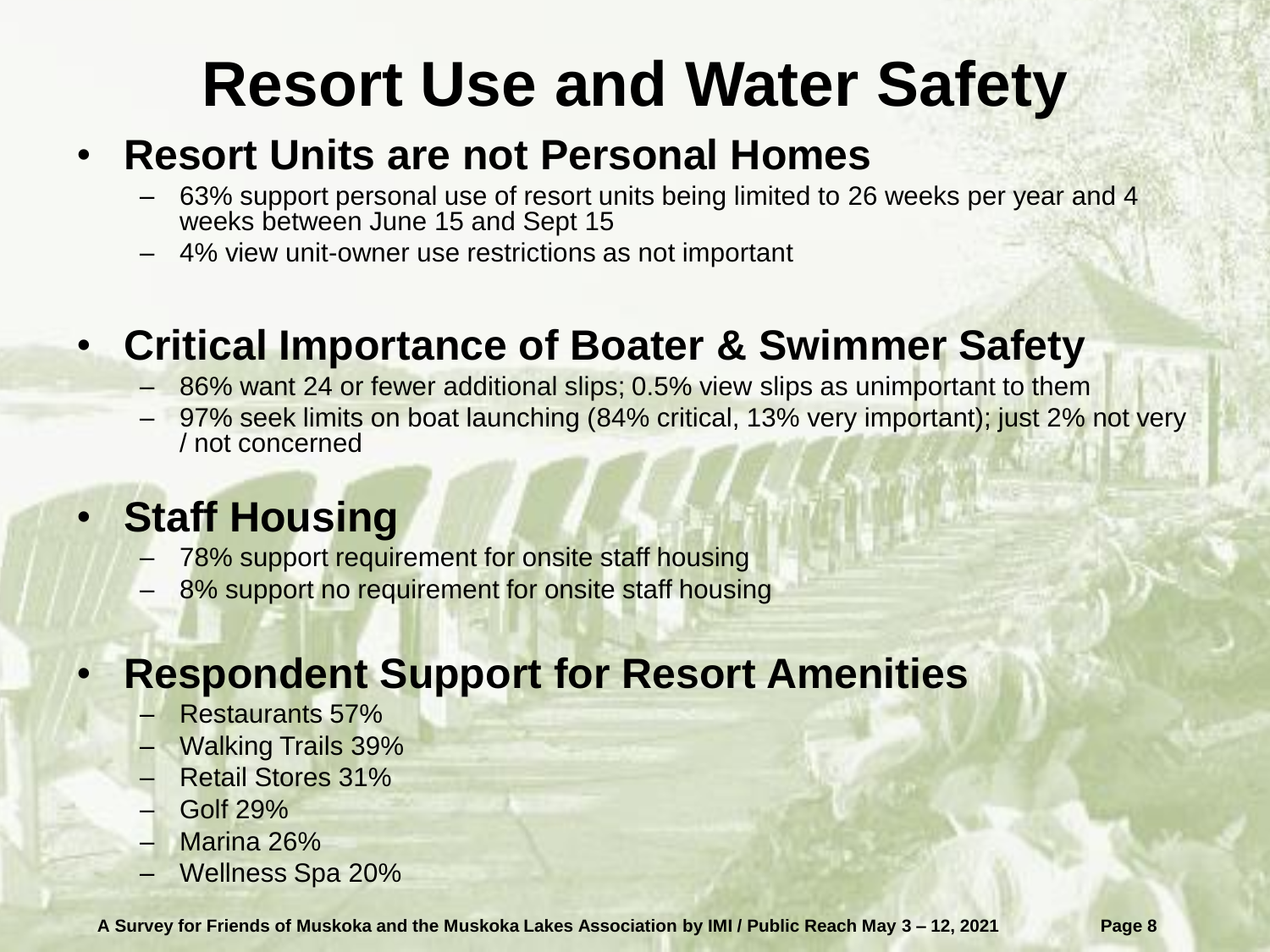# Resort Use and Water Safety

- **Resort Units are not Personal Homes**
  - 63% support personal use of resort units being limited to 26 weeks per year and 4 weeks between June 15 and Sept 15
  - 4% view unit-owner use restrictions as not important
- **Critical Importance of Boater & Swimmer Safety**
  - 86% want 24 or fewer additional slips; 0.5% view slips as unimportant to them
  - 97% seek limits on boat launching (84% critical, 13% very important); just 2% not very / not concerned
- **Staff Housing**
  - 78% support requirement for onsite staff housing
  - 8% support no requirement for onsite staff housing
- **Respondent Support for Resort Amenities**
  - Restaurants 57%
  - Walking Trails 39%
  - Retail Stores 31%
  - Golf 29%
  - Marina 26%
  - Wellness Spa 20%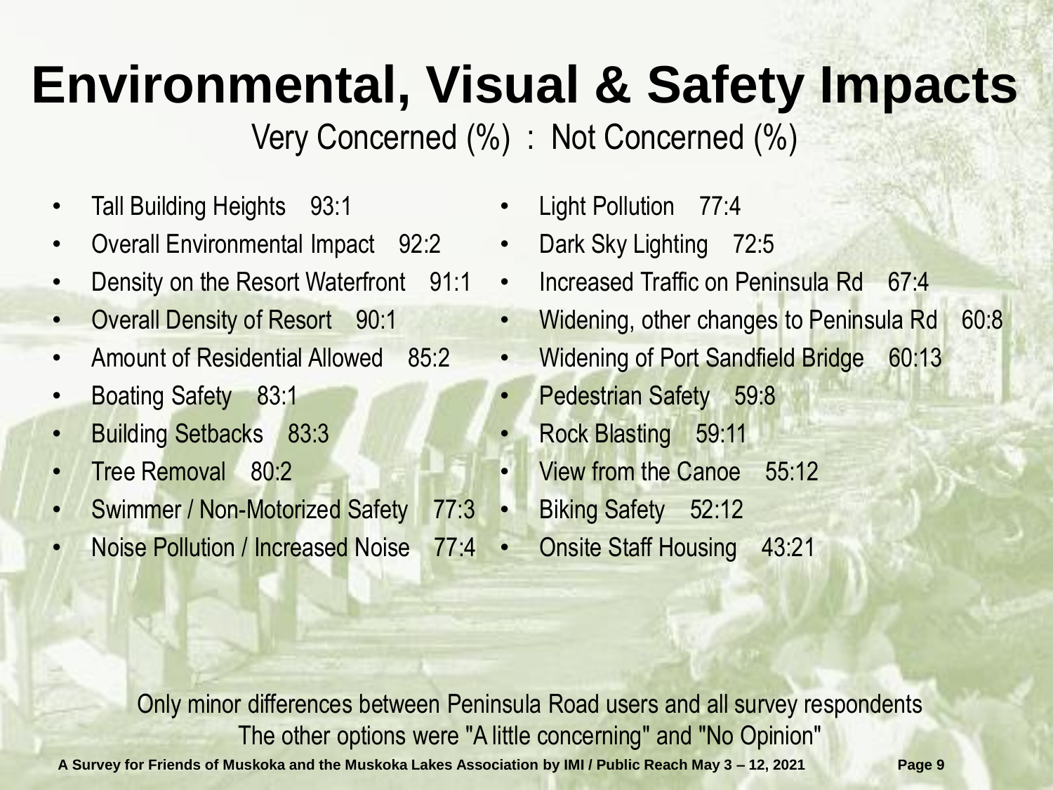# Environmental, Visual & Safety Impacts

Very Concerned (%) : Not Concerned (%)

- Tall Building Heights 93:1
- Overall Environmental Impact 92:2
- Density on the Resort Waterfront 91:1
- Overall Density of Resort 90:1
- Amount of Residential Allowed 85:2
- Boating Safety 83:1
- Building Setbacks 83:3
- Tree Removal 80:2
- Swimmer / Non-Motorized Safety 77:3
- Noise Pollution / Increased Noise 77:4
- Light Pollution 77:4
- Dark Sky Lighting 72:5
- Increased Traffic on Peninsula Rd 67:4
- Widening, other changes to Peninsula Rd 60:8
- Widening of Port Sandfield Bridge 60:13
- Pedestrian Safety 59:8
- Rock Blasting 59:11
- View from the Canoe 55:12
- Biking Safety 52:12
- Onsite Staff Housing 43:21

Only minor differences between Peninsula Road users and all survey respondents
The other options were "A little concerning" and "No Opinion"

**A Survey for Friends of Muskoka and the Muskoka Lakes Association by IMI / Public Reach May 3 – 12, 2021**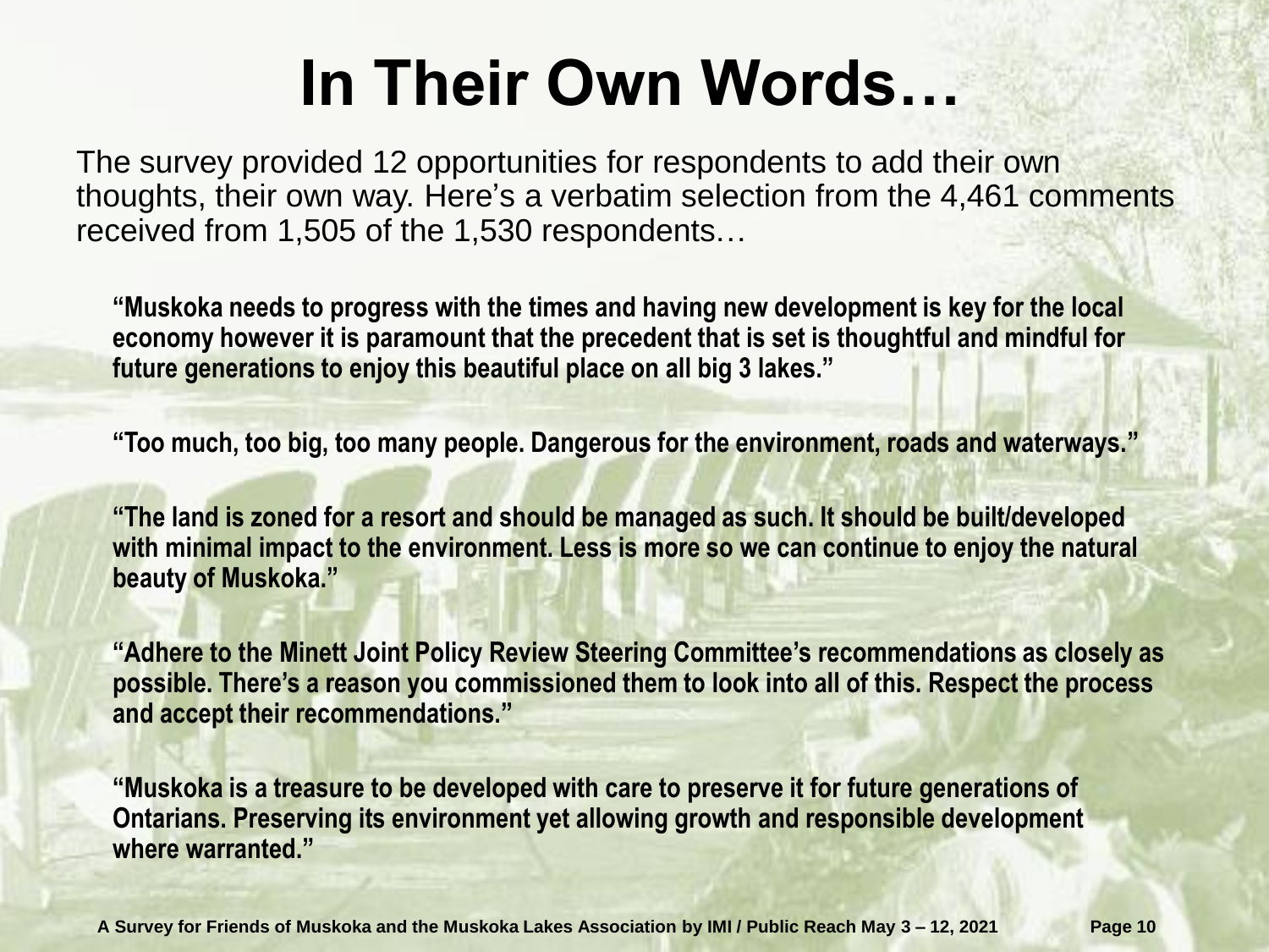# In Their Own Words…

The survey provided 12 opportunities for respondents to add their own thoughts, their own way. Here's a verbatim selection from the 4,461 comments received from 1,505 of the 1,530 respondents…

**"Muskoka needs to progress with the times and having new development is key for the local economy however it is paramount that the precedent that is set is thoughtful and mindful for future generations to enjoy this beautiful place on all big 3 lakes."**

**"Too much, too big, too many people. Dangerous for the environment, roads and waterways."**

**"The land is zoned for a resort and should be managed as such. It should be built/developed with minimal impact to the environment. Less is more so we can continue to enjoy the natural beauty of Muskoka."**

**"Adhere to the Minett Joint Policy Review Steering Committee's recommendations as closely as possible. There's a reason you commissioned them to look into all of this. Respect the process and accept their recommendations."**

**"Muskoka is a treasure to be developed with care to preserve it for future generations of Ontarians. Preserving its environment yet allowing growth and responsible development where warranted."**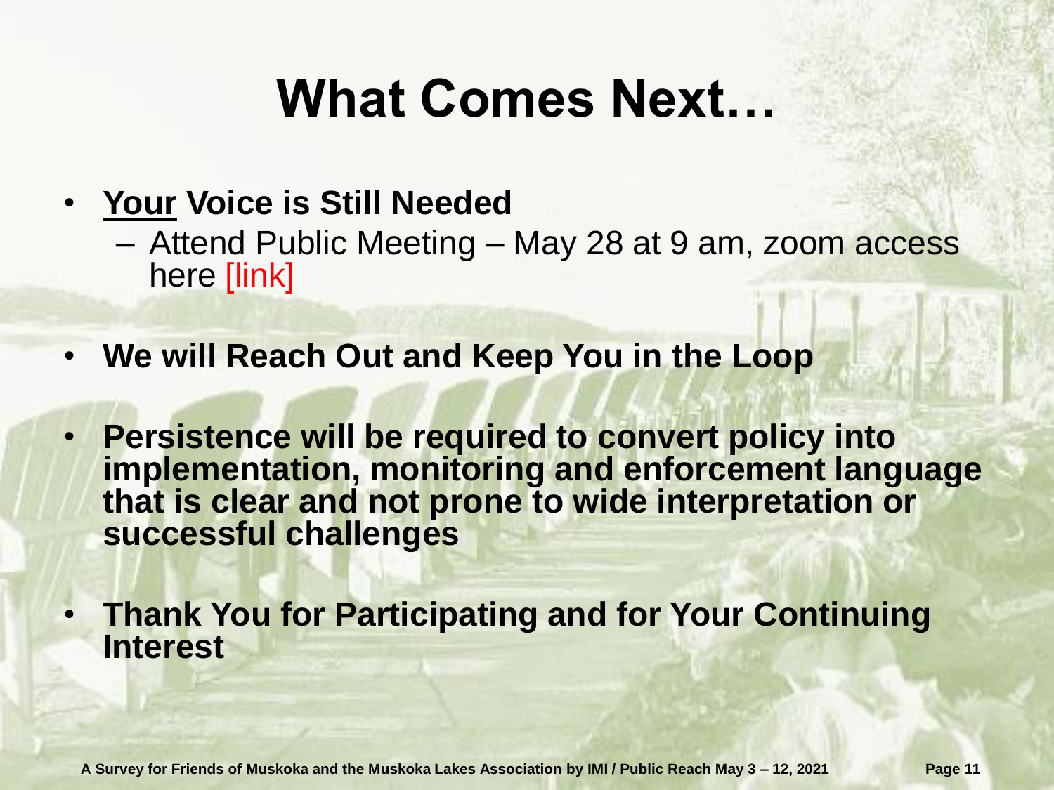# What Comes Next…

- **<u>Your</u> Voice is Still Needed**
  - Attend Public Meeting – May 28 at 9 am, zoom access here [link]
- **We will Reach Out and Keep You in the Loop**
- **Persistence will be required to convert policy into implementation, monitoring and enforcement language that is clear and not prone to wide interpretation or successful challenges**
- **Thank You for Participating and for Your Continuing Interest**